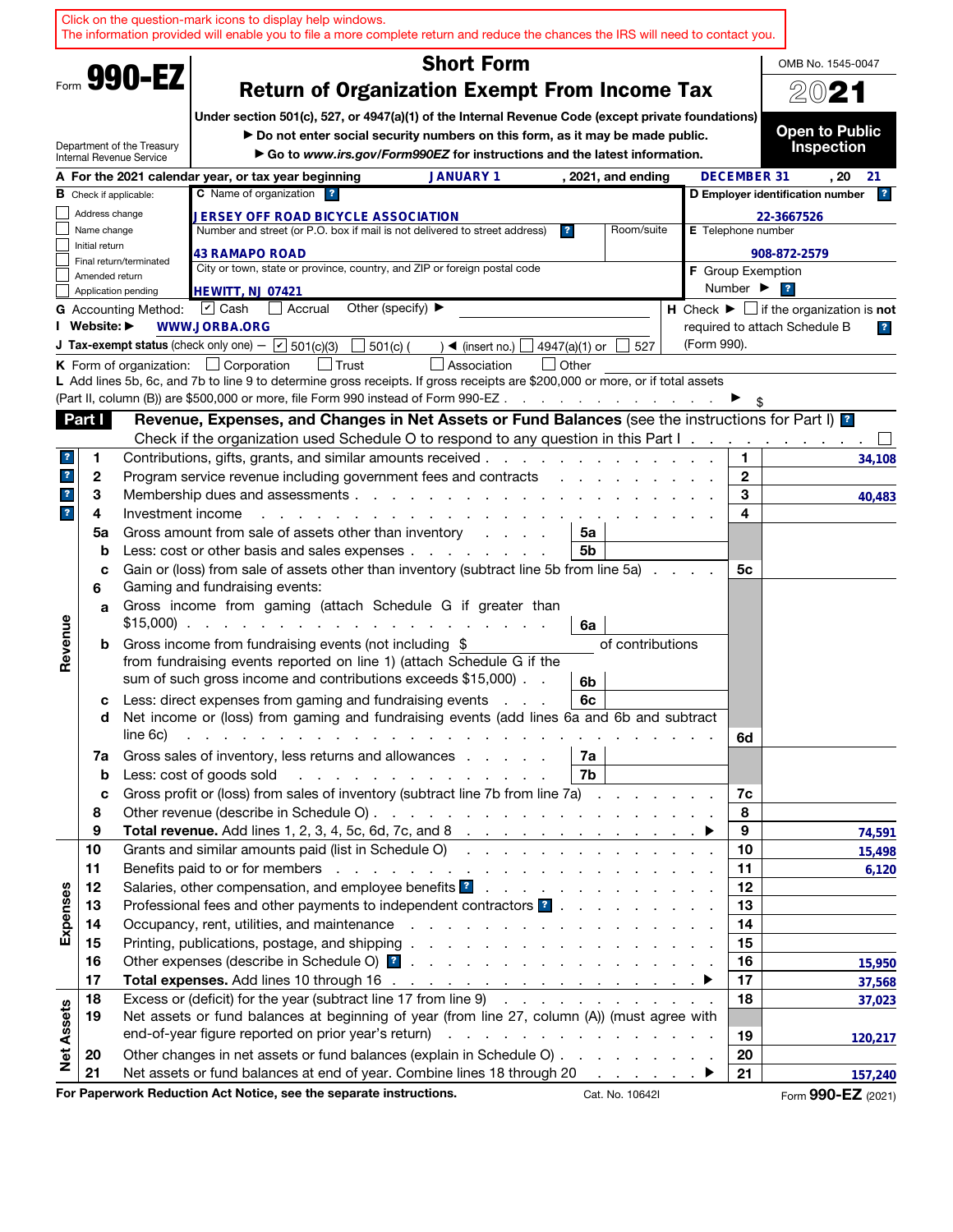Click on the question-mark icons to display help windows.
The information provided will enable you to file a more complete return and reduce the chances the IRS will need to contact you.

Form **990-EZ**

Department of the Treasury
Internal Revenue Service

# Short Form
# Return of Organization Exempt From Income Tax

**Under section 501(c), 527, or 4947(a)(1) of the Internal Revenue Code (except private foundations)**

▶ Do not enter social security numbers on this form, as it may be made public.

▶ Go to *www.irs.gov/Form990EZ* for instructions and the latest information.

OMB No. 1545-0047

**2021**

**Open to Public Inspection**

**A** For the 2021 calendar year, or tax year beginning JANUARY 1, 2021, and ending DECEMBER 31, 20 21

**B** Check if applicable:
- ☐ Address change
- ☐ Name change
- ☐ Initial return
- ☐ Final return/terminated
- ☐ Amended return
- ☐ Application pending

**C** Name of organization: JERSEY OFF ROAD BICYCLE ASSOCIATION

Number and street (or P.O. box if mail is not delivered to street address): 43 RAMAPO ROAD — Room/suite:

City or town, state or province, country, and ZIP or foreign postal code: HEWITT, NJ 07421

**D** Employer identification number: 22-3667526

**E** Telephone number: 908-872-2579

**F** Group Exemption Number ▶

**G** Accounting Method: ☑ Cash ☐ Accrual Other (specify) ▶

**H** Check ▶ ☐ if the organization is **not** required to attach Schedule B (Form 990).

**I** Website: ▶ WWW.JORBA.ORG

**J** Tax-exempt status (check only one) — ☑ 501(c)(3) ☐ 501(c) ( ) ◀ (insert no.) ☐ 4947(a)(1) or ☐ 527

**K** Form of organization: ☐ Corporation ☐ Trust ☐ Association ☐ Other

**L** Add lines 5b, 6c, and 7b to line 9 to determine gross receipts. If gross receipts are $200,000 or more, or if total assets (Part II, column (B)) are $500,000 or more, file Form 990 instead of Form 990-EZ . . . ▶ $

## Part I — Revenue, Expenses, and Changes in Net Assets or Fund Balances (see the instructions for Part I)

Check if the organization used Schedule O to respond to any question in this Part I . . . ☐

| Section | Line | Description | | Sub-amount | Line | Amount |
|---|---|---|---|---|---|---|
| Revenue | 1 | Contributions, gifts, grants, and similar amounts received | | | 1 | 34,108 |
| | 2 | Program service revenue including government fees and contracts | | | 2 | |
| | 3 | Membership dues and assessments | | | 3 | 40,483 |
| | 4 | Investment income | | | 4 | |
| | 5a | Gross amount from sale of assets other than inventory | 5a | | | |
| | b | Less: cost or other basis and sales expenses | 5b | | | |
| | c | Gain or (loss) from sale of assets other than inventory (subtract line 5b from line 5a) | | | 5c | |
| | 6 | Gaming and fundraising events: | | | | |
| | a | Gross income from gaming (attach Schedule G if greater than $15,000) | 6a | | | |
| | b | Gross income from fundraising events (not including $ ______ of contributions from fundraising events reported on line 1) (attach Schedule G if the sum of such gross income and contributions exceeds $15,000) | 6b | | | |
| | c | Less: direct expenses from gaming and fundraising events | 6c | | | |
| | d | Net income or (loss) from gaming and fundraising events (add lines 6a and 6b and subtract line 6c) | | | 6d | |
| | 7a | Gross sales of inventory, less returns and allowances | 7a | | | |
| | b | Less: cost of goods sold | 7b | | | |
| | c | Gross profit or (loss) from sales of inventory (subtract line 7b from line 7a) | | | 7c | |
| | 8 | Other revenue (describe in Schedule O) | | | 8 | |
| | 9 | **Total revenue.** Add lines 1, 2, 3, 4, 5c, 6d, 7c, and 8 ▶ | | | 9 | 74,591 |
| Expenses | 10 | Grants and similar amounts paid (list in Schedule O) | | | 10 | 15,498 |
| | 11 | Benefits paid to or for members | | | 11 | 6,120 |
| | 12 | Salaries, other compensation, and employee benefits | | | 12 | |
| | 13 | Professional fees and other payments to independent contractors | | | 13 | |
| | 14 | Occupancy, rent, utilities, and maintenance | | | 14 | |
| | 15 | Printing, publications, postage, and shipping | | | 15 | |
| | 16 | Other expenses (describe in Schedule O) | | | 16 | 15,950 |
| | 17 | **Total expenses.** Add lines 10 through 16 ▶ | | | 17 | 37,568 |
| Net Assets | 18 | Excess or (deficit) for the year (subtract line 17 from line 9) | | | 18 | 37,023 |
| | 19 | Net assets or fund balances at beginning of year (from line 27, column (A)) (must agree with end-of-year figure reported on prior year's return) | | | 19 | 120,217 |
| | 20 | Other changes in net assets or fund balances (explain in Schedule O) | | | 20 | |
| | 21 | Net assets or fund balances at end of year. Combine lines 18 through 20 ▶ | | | 21 | 157,240 |

**For Paperwork Reduction Act Notice, see the separate instructions.** Cat. No. 10642I Form **990-EZ** (2021)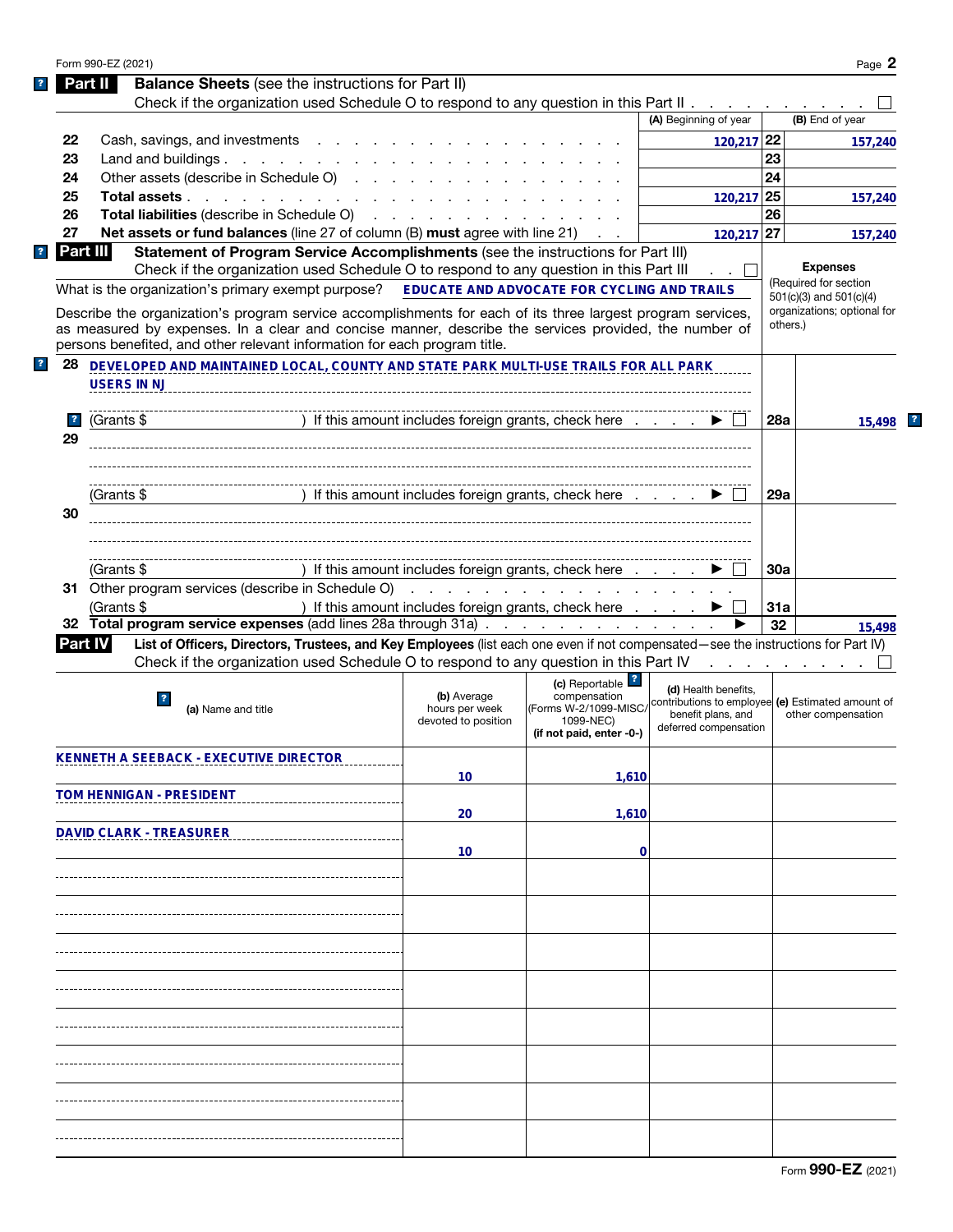Form 990-EZ (2021) Page **2**

## Part II Balance Sheets (see the instructions for Part II)

Check if the organization used Schedule O to respond to any question in this Part II . . . . . . . . . . . ☐

| | | (A) Beginning of year | | (B) End of year |
|---|---|---|---|---|
| 22 | Cash, savings, and investments | 120,217 | 22 | 157,240 |
| 23 | Land and buildings | | 23 | |
| 24 | Other assets (describe in Schedule O) | | 24 | |
| 25 | **Total assets** | 120,217 | 25 | 157,240 |
| 26 | **Total liabilities** (describe in Schedule O) | | 26 | |
| 27 | **Net assets or fund balances** (line 27 of column (B) **must** agree with line 21) | 120,217 | 27 | 157,240 |

## Part III Statement of Program Service Accomplishments (see the instructions for Part III)

Check if the organization used Schedule O to respond to any question in this Part III . . ☐

What is the organization's primary exempt purpose? EDUCATE AND ADVOCATE FOR CYCLING AND TRAILS

Describe the organization's program service accomplishments for each of its three largest program services, as measured by expenses. In a clear and concise manner, describe the services provided, the number of persons benefited, and other relevant information for each program title.

**Expenses** (Required for section 501(c)(3) and 501(c)(4) organizations; optional for others.)

| | | | |
|---|---|---|---|
| 28 | DEVELOPED AND MAINTAINED LOCAL, COUNTY AND STATE PARK MULTI-USE TRAILS FOR ALL PARK USERS IN NJ<br>(Grants $ ) If this amount includes foreign grants, check here ▶ ☐ | 28a | 15,498 |
| 29 | (Grants $ ) If this amount includes foreign grants, check here ▶ ☐ | 29a | |
| 30 | (Grants $ ) If this amount includes foreign grants, check here ▶ ☐ | 30a | |
| 31 | Other program services (describe in Schedule O)<br>(Grants $ ) If this amount includes foreign grants, check here ▶ ☐ | 31a | |
| 32 | **Total program service expenses** (add lines 28a through 31a) ▶ | 32 | 15,498 |

## Part IV List of Officers, Directors, Trustees, and Key Employees (list each one even if not compensated—see the instructions for Part IV)

Check if the organization used Schedule O to respond to any question in this Part IV . . . . . . . . ☐

| (a) Name and title | (b) Average hours per week devoted to position | (c) Reportable compensation (Forms W-2/1099-MISC/1099-NEC) (if not paid, enter -0-) | (d) Health benefits, contributions to employee benefit plans, and deferred compensation | (e) Estimated amount of other compensation |
|---|---|---|---|---|
| KENNETH A SEEBACK - EXECUTIVE DIRECTOR | 10 | 1,610 | | |
| TOM HENNIGAN - PRESIDENT | 20 | 1,610 | | |
| DAVID CLARK - TREASURER | 10 | 0 | | |
| | | | | |
| | | | | |
| | | | | |
| | | | | |
| | | | | |
| | | | | |
| | | | | |

Form **990-EZ** (2021)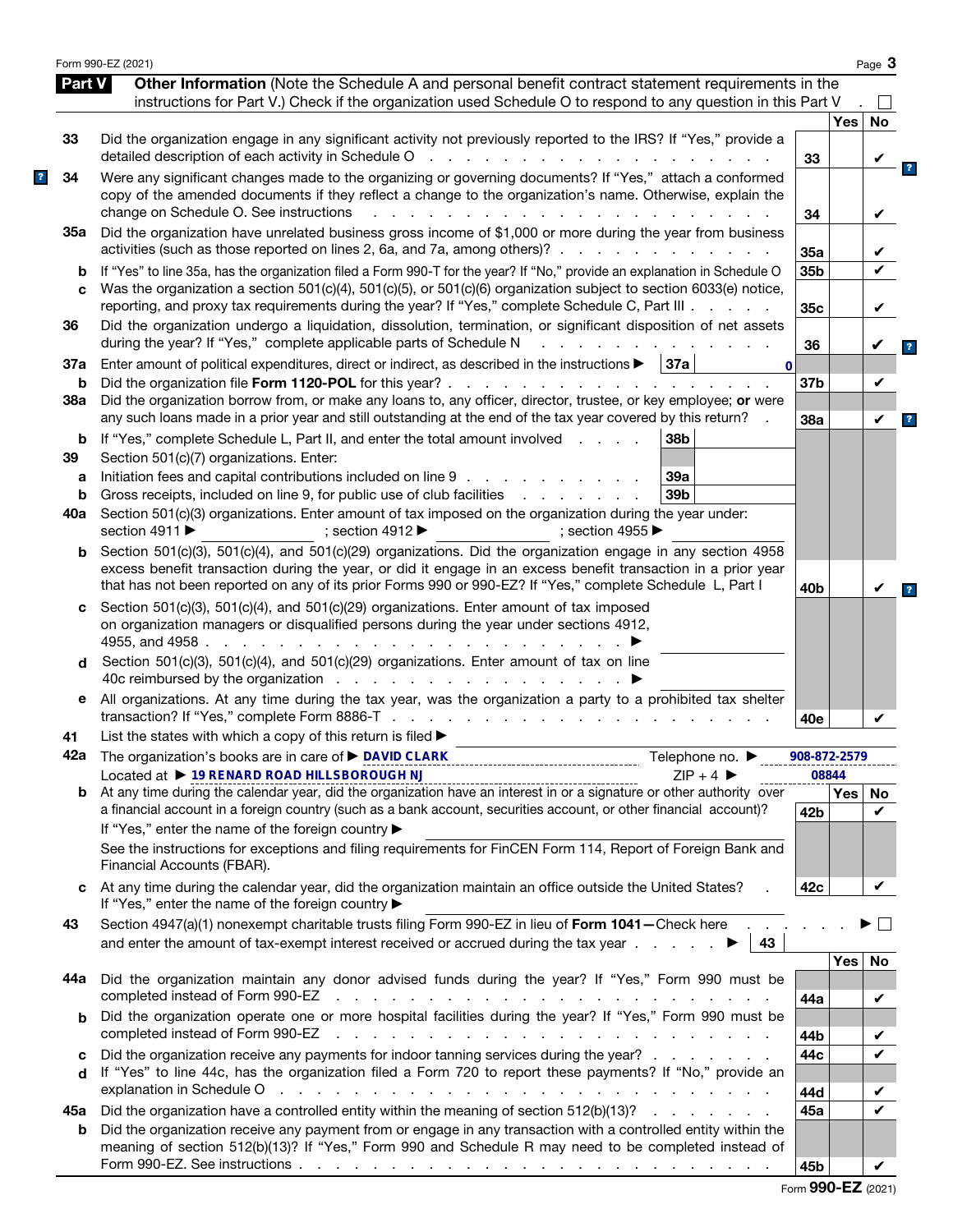Form 990-EZ (2021)

## Part V Other Information

(Note the Schedule A and personal benefit contract statement requirements in the instructions for Part V.) Check if the organization used Schedule O to respond to any question in this Part V . ☐

| | | Line | Yes | No |
|---|---|---|---|---|
| 33 | Did the organization engage in any significant activity not previously reported to the IRS? If "Yes," provide a detailed description of each activity in Schedule O | 33 | | ✔ |
| 34 | Were any significant changes made to the organizing or governing documents? If "Yes," attach a conformed copy of the amended documents if they reflect a change to the organization's name. Otherwise, explain the change on Schedule O. See instructions | 34 | | ✔ |
| 35a | Did the organization have unrelated business gross income of $1,000 or more during the year from business activities (such as those reported on lines 2, 6a, and 7a, among others)? | 35a | | ✔ |
| b | If "Yes" to line 35a, has the organization filed a Form 990-T for the year? If "No," provide an explanation in Schedule O | 35b | | ✔ |
| c | Was the organization a section 501(c)(4), 501(c)(5), or 501(c)(6) organization subject to section 6033(e) notice, reporting, and proxy tax requirements during the year? If "Yes," complete Schedule C, Part III | 35c | | ✔ |
| 36 | Did the organization undergo a liquidation, dissolution, termination, or significant disposition of net assets during the year? If "Yes," complete applicable parts of Schedule N | 36 | | ✔ |
| 37a | Enter amount of political expenditures, direct or indirect, as described in the instructions ▶ 37a: 0 | | | |
| b | Did the organization file **Form 1120-POL** for this year? | 37b | | ✔ |
| 38a | Did the organization borrow from, or make any loans to, any officer, director, trustee, or key employee; **or** were any such loans made in a prior year and still outstanding at the end of the tax year covered by this return? | 38a | | ✔ |
| b | If "Yes," complete Schedule L, Part II, and enter the total amount involved 38b: | | | |
| 39 | Section 501(c)(7) organizations. Enter: | | | |
| a | Initiation fees and capital contributions included on line 9 39a: | | | |
| b | Gross receipts, included on line 9, for public use of club facilities 39b: | | | |
| 40a | Section 501(c)(3) organizations. Enter amount of tax imposed on the organization during the year under: section 4911 ▶ ; section 4912 ▶ ; section 4955 ▶ | | | |
| b | Section 501(c)(3), 501(c)(4), and 501(c)(29) organizations. Did the organization engage in any section 4958 excess benefit transaction during the year, or did it engage in an excess benefit transaction in a prior year that has not been reported on any of its prior Forms 990 or 990-EZ? If "Yes," complete Schedule L, Part I | 40b | | ✔ |
| c | Section 501(c)(3), 501(c)(4), and 501(c)(29) organizations. Enter amount of tax imposed on organization managers or disqualified persons during the year under sections 4912, 4955, and 4958 ▶ | | | |
| d | Section 501(c)(3), 501(c)(4), and 501(c)(29) organizations. Enter amount of tax on line 40c reimbursed by the organization ▶ | | | |
| e | All organizations. At any time during the tax year, was the organization a party to a prohibited tax shelter transaction? If "Yes," complete Form 8886-T | 40e | | ✔ |

41 List the states with which a copy of this return is filed ▶

42a The organization's books are in care of ▶ DAVID CLARK Telephone no. ▶ 908-872-2579

Located at ▶ 19 RENARD ROAD HILLSBOROUGH NJ ZIP + 4 ▶ 08844

| | | Line | Yes | No |
|---|---|---|---|---|
| b | At any time during the calendar year, did the organization have an interest in or a signature or other authority over a financial account in a foreign country (such as a bank account, securities account, or other financial account)? If "Yes," enter the name of the foreign country ▶ See the instructions for exceptions and filing requirements for FinCEN Form 114, Report of Foreign Bank and Financial Accounts (FBAR). | 42b | | ✔ |
| c | At any time during the calendar year, did the organization maintain an office outside the United States? If "Yes," enter the name of the foreign country ▶ | 42c | | ✔ |

43 Section 4947(a)(1) nonexempt charitable trusts filing Form 990-EZ in lieu of **Form 1041**—Check here ▶ ☐ and enter the amount of tax-exempt interest received or accrued during the tax year ▶ 43

| | | Line | Yes | No |
|---|---|---|---|---|
| 44a | Did the organization maintain any donor advised funds during the year? If "Yes," Form 990 must be completed instead of Form 990-EZ | 44a | | ✔ |
| b | Did the organization operate one or more hospital facilities during the year? If "Yes," Form 990 must be completed instead of Form 990-EZ | 44b | | ✔ |
| c | Did the organization receive any payments for indoor tanning services during the year? | 44c | | ✔ |
| d | If "Yes" to line 44c, has the organization filed a Form 720 to report these payments? If "No," provide an explanation in Schedule O | 44d | | ✔ |
| 45a | Did the organization have a controlled entity within the meaning of section 512(b)(13)? | 45a | | ✔ |
| b | Did the organization receive any payment from or engage in any transaction with a controlled entity within the meaning of section 512(b)(13)? If "Yes," Form 990 and Schedule R may need to be completed instead of Form 990-EZ. See instructions | 45b | | ✔ |

Form **990-EZ** (2021)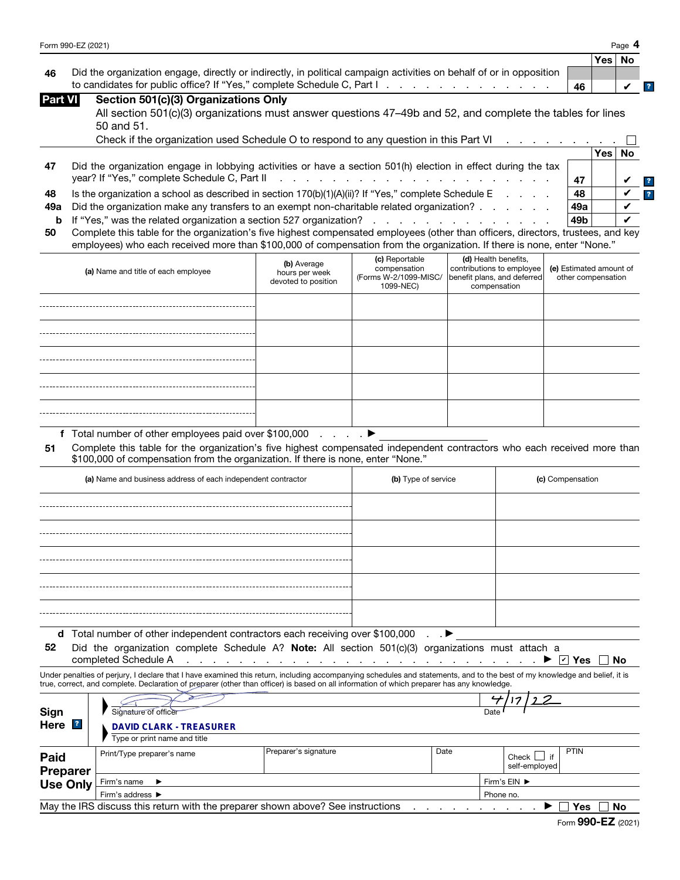Form 990-EZ (2021)

| | | | Yes | No |
|---|---|---|---|---|
| 46 | Did the organization engage, directly or indirectly, in political campaign activities on behalf of or in opposition to candidates for public office? If "Yes," complete Schedule C, Part I | 46 | | ✔ |

## Part VI — Section 501(c)(3) Organizations Only

All section 501(c)(3) organizations must answer questions 47–49b and 52, and complete the tables for lines 50 and 51.

Check if the organization used Schedule O to respond to any question in this Part VI ☐

| | | | Yes | No |
|---|---|---|---|---|
| 47 | Did the organization engage in lobbying activities or have a section 501(h) election in effect during the tax year? If "Yes," complete Schedule C, Part II | 47 | | ✔ |
| 48 | Is the organization a school as described in section 170(b)(1)(A)(ii)? If "Yes," complete Schedule E | 48 | | ✔ |
| 49a | Did the organization make any transfers to an exempt non-charitable related organization? | 49a | | ✔ |
| b | If "Yes," was the related organization a section 527 organization? | 49b | | ✔ |

**50** Complete this table for the organization's five highest compensated employees (other than officers, directors, trustees, and key employees) who each received more than $100,000 of compensation from the organization. If there is none, enter "None."

| (a) Name and title of each employee | (b) Average hours per week devoted to position | (c) Reportable compensation (Forms W-2/1099-MISC/ 1099-NEC) | (d) Health benefits, contributions to employee benefit plans, and deferred compensation | (e) Estimated amount of other compensation |
|---|---|---|---|---|
| | | | | |
| | | | | |
| | | | | |
| | | | | |
| | | | | |

**f** Total number of other employees paid over $100,000 ▶

**51** Complete this table for the organization's five highest compensated independent contractors who each received more than $100,000 of compensation from the organization. If there is none, enter "None."

| (a) Name and business address of each independent contractor | (b) Type of service | (c) Compensation |
|---|---|---|
| | | |
| | | |
| | | |
| | | |
| | | |

**d** Total number of other independent contractors each receiving over $100,000 ▶

**52** Did the organization complete Schedule A? **Note:** All section 501(c)(3) organizations must attach a completed Schedule A ▶ ☑ Yes ☐ No

Under penalties of perjury, I declare that I have examined this return, including accompanying schedules and statements, and to the best of my knowledge and belief, it is true, correct, and complete. Declaration of preparer (other than officer) is based on all information of which preparer has any knowledge.

**Sign Here**

Signature of officer: [signature] Date: 4/17/22

DAVID CLARK - TREASURER
Type or print name and title

**Paid Preparer Use Only**

| Print/Type preparer's name | Preparer's signature | Date | Check ☐ if self-employed | PTIN |
|---|---|---|---|---|
| | | | | |

Firm's name ▶ | Firm's EIN ▶
Firm's address ▶ | Phone no.

May the IRS discuss this return with the preparer shown above? See instructions ▶ ☐ Yes ☐ No

Form **990-EZ** (2021)